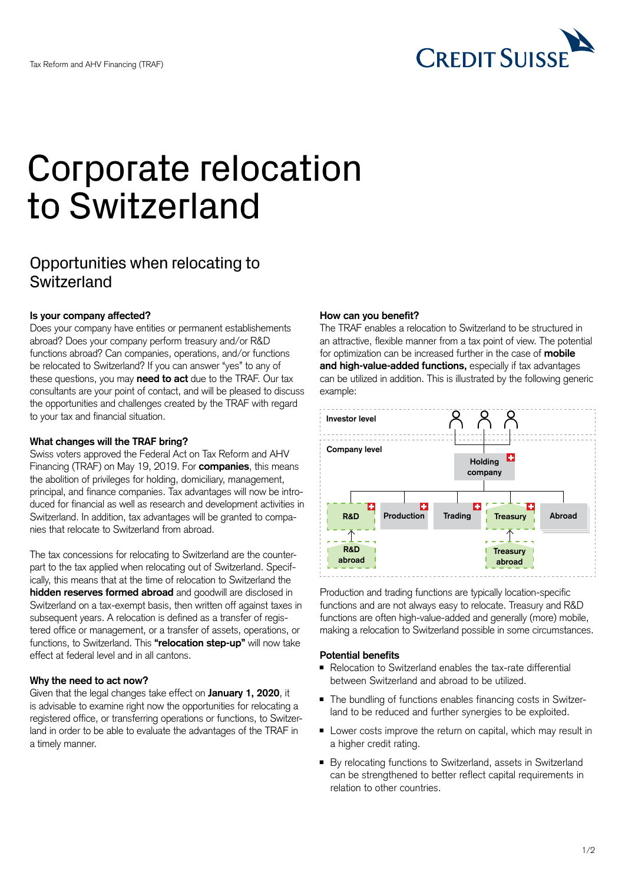# Corporate relocation to Switzerland

## Opportunities when relocating to Switzerland

**Is your company affected?**
Does your company have entities or permanent establishements abroad? Does your company perform treasury and/or R&D functions abroad? Can companies, operations, and/or functions be relocated to Switzerland? If you can answer "yes" to any of these questions, you may **need to act** due to the TRAF. Our tax consultants are your point of contact, and will be pleased to discuss the opportunities and challenges created by the TRAF with regard to your tax and financial situation.

**What changes will the TRAF bring?**
Swiss voters approved the Federal Act on Tax Reform and AHV Financing (TRAF) on May 19, 2019. For **companies**, this means the abolition of privileges for holding, domiciliary, management, principal, and finance companies. Tax advantages will now be introduced for financial as well as research and development activities in Switzerland. In addition, tax advantages will be granted to companies that relocate to Switzerland from abroad.

The tax concessions for relocating to Switzerland are the counterpart to the tax applied when relocating out of Switzerland. Specifically, this means that at the time of relocation to Switzerland the **hidden reserves formed abroad** and goodwill are disclosed in Switzerland on a tax-exempt basis, then written off against taxes in subsequent years. A relocation is defined as a transfer of registered office or management, or a transfer of assets, operations, or functions, to Switzerland. This **"relocation step-up"** will now take effect at federal level and in all cantons.

**Why the need to act now?**
Given that the legal changes take effect on **January 1, 2020**, it is advisable to examine right now the opportunities for relocating a registered office, or transferring operations or functions, to Switzerland in order to be able to evaluate the advantages of the TRAF in a timely manner.

**How can you benefit?**
The TRAF enables a relocation to Switzerland to be structured in an attractive, flexible manner from a tax point of view. The potential for optimization can be increased further in the case of **mobile and high-value-added functions,** especially if tax advantages can be utilized in addition. This is illustrated by the following generic example:

Investor level

Company level

Holding company

R&D | Production | Trading | Treasury | Abroad

R&D abroad | Treasury abroad

Production and trading functions are typically location-specific functions and are not always easy to relocate. Treasury and R&D functions are often high-value-added and generally (more) mobile, making a relocation to Switzerland possible in some circumstances.

**Potential benefits**

- Relocation to Switzerland enables the tax-rate differential between Switzerland and abroad to be utilized.
- The bundling of functions enables financing costs in Switzerland to be reduced and further synergies to be exploited.
- Lower costs improve the return on capital, which may result in a higher credit rating.
- By relocating functions to Switzerland, assets in Switzerland can be strengthened to better reflect capital requirements in relation to other countries.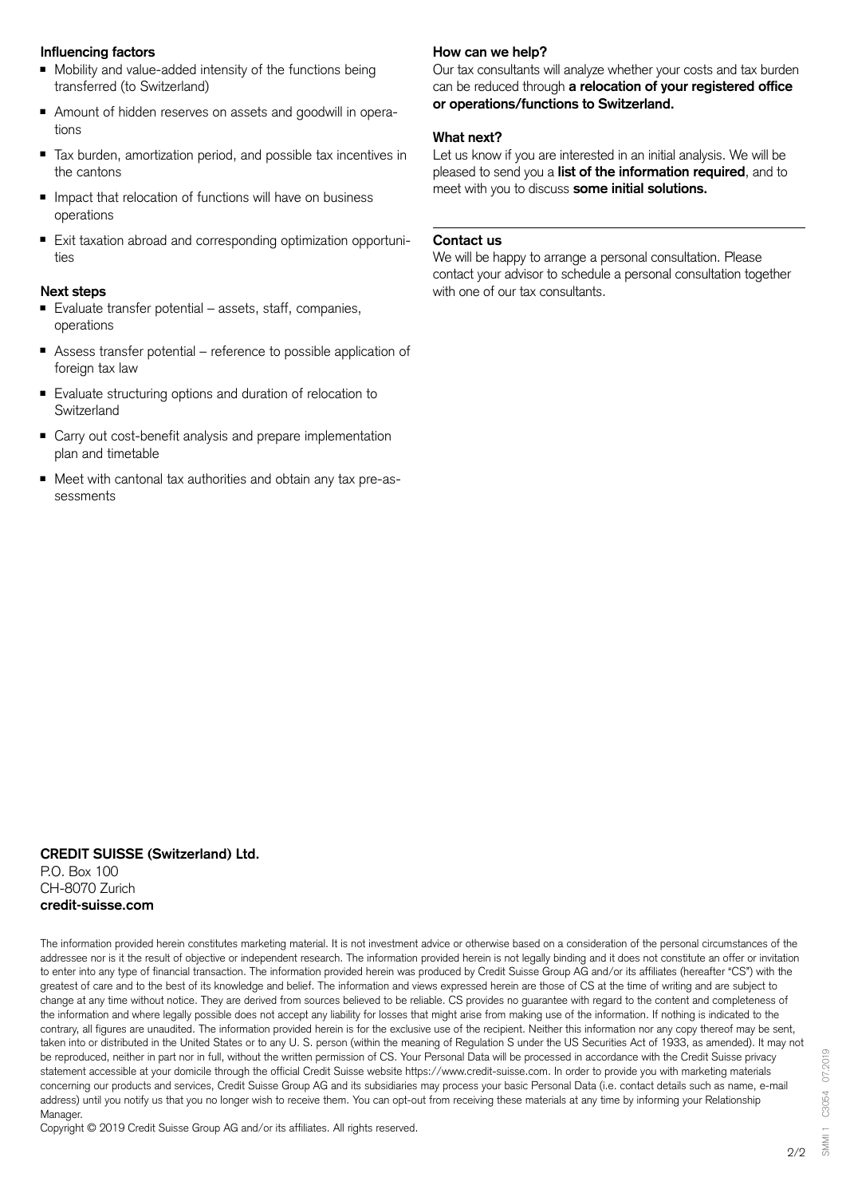### Influencing factors

- Mobility and value-added intensity of the functions being transferred (to Switzerland)
- Amount of hidden reserves on assets and goodwill in operations
- Tax burden, amortization period, and possible tax incentives in the cantons
- Impact that relocation of functions will have on business operations
- Exit taxation abroad and corresponding optimization opportunities

### Next steps

- Evaluate transfer potential – assets, staff, companies, operations
- Assess transfer potential – reference to possible application of foreign tax law
- Evaluate structuring options and duration of relocation to Switzerland
- Carry out cost-benefit analysis and prepare implementation plan and timetable
- Meet with cantonal tax authorities and obtain any tax pre-assessments

### How can we help?

Our tax consultants will analyze whether your costs and tax burden can be reduced through **a relocation of your registered office or operations/functions to Switzerland.**

### What next?

Let us know if you are interested in an initial analysis. We will be pleased to send you a **list of the information required**, and to meet with you to discuss **some initial solutions.**

### Contact us

We will be happy to arrange a personal consultation. Please contact your advisor to schedule a personal consultation together with one of our tax consultants.

**CREDIT SUISSE (Switzerland) Ltd.**
P.O. Box 100
CH-8070 Zurich
**credit-suisse.com**

The information provided herein constitutes marketing material. It is not investment advice or otherwise based on a consideration of the personal circumstances of the addressee nor is it the result of objective or independent research. The information provided herein is not legally binding and it does not constitute an offer or invitation to enter into any type of financial transaction. The information provided herein was produced by Credit Suisse Group AG and/or its affiliates (hereafter "CS") with the greatest of care and to the best of its knowledge and belief. The information and views expressed herein are those of CS at the time of writing and are subject to change at any time without notice. They are derived from sources believed to be reliable. CS provides no guarantee with regard to the content and completeness of the information and where legally possible does not accept any liability for losses that might arise from making use of the information. If nothing is indicated to the contrary, all figures are unaudited. The information provided herein is for the exclusive use of the recipient. Neither this information nor any copy thereof may be sent, taken into or distributed in the United States or to any U. S. person (within the meaning of Regulation S under the US Securities Act of 1933, as amended). It may not be reproduced, neither in part nor in full, without the written permission of CS. Your Personal Data will be processed in accordance with the Credit Suisse privacy statement accessible at your domicile through the official Credit Suisse website https://www.credit-suisse.com. In order to provide you with marketing materials concerning our products and services, Credit Suisse Group AG and its subsidiaries may process your basic Personal Data (i.e. contact details such as name, e-mail address) until you notify us that you no longer wish to receive them. You can opt-out from receiving these materials at any time by informing your Relationship Manager.
Copyright © 2019 Credit Suisse Group AG and/or its affiliates. All rights reserved.

SMMI 1 C3054 07.2019